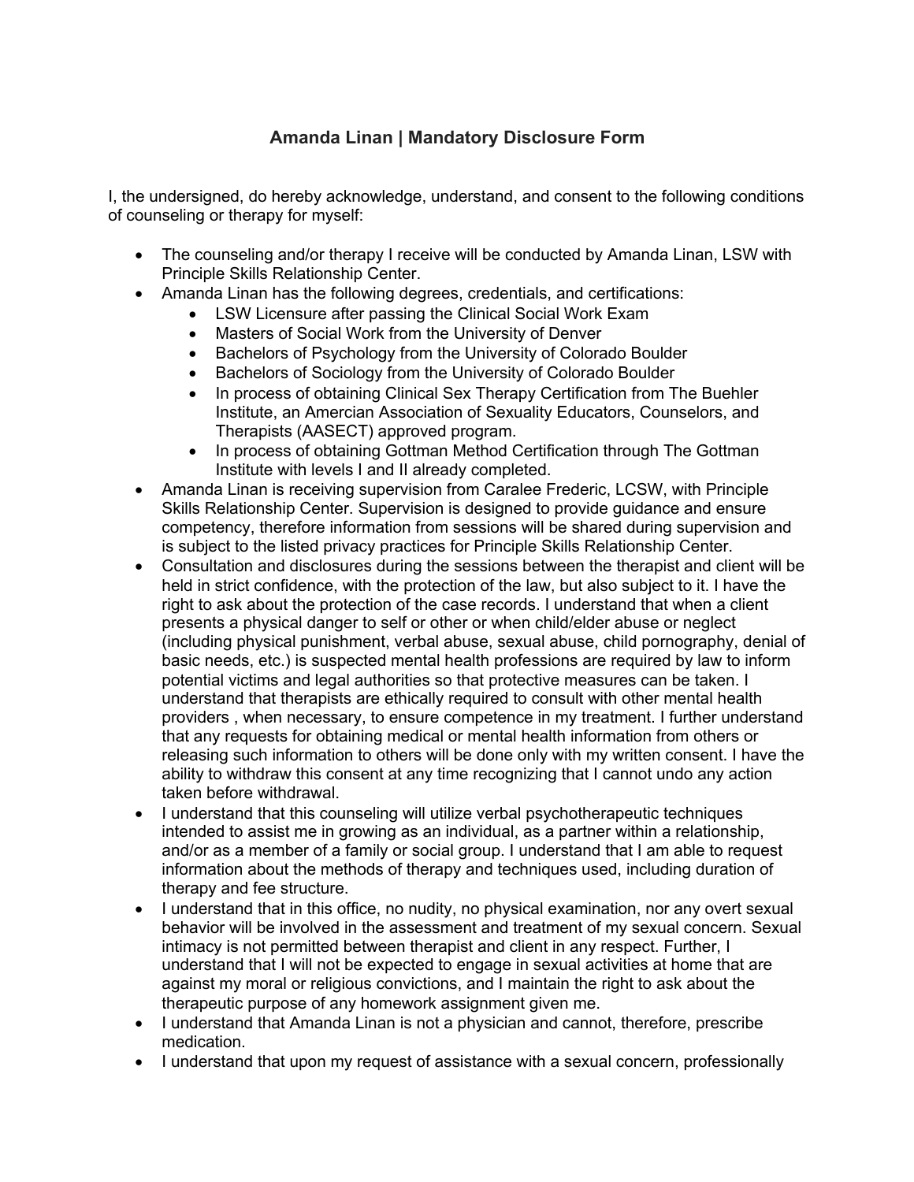# Amanda Linan | Mandatory Disclosure Form

I, the undersigned, do hereby acknowledge, understand, and consent to the following conditions of counseling or therapy for myself:

- The counseling and/or therapy I receive will be conducted by Amanda Linan, LSW with Principle Skills Relationship Center.
- Amanda Linan has the following degrees, credentials, and certifications:
  - LSW Licensure after passing the Clinical Social Work Exam
  - Masters of Social Work from the University of Denver
  - Bachelors of Psychology from the University of Colorado Boulder
  - Bachelors of Sociology from the University of Colorado Boulder
  - In process of obtaining Clinical Sex Therapy Certification from The Buehler Institute, an Amercian Association of Sexuality Educators, Counselors, and Therapists (AASECT) approved program.
  - In process of obtaining Gottman Method Certification through The Gottman Institute with levels I and II already completed.
- Amanda Linan is receiving supervision from Caralee Frederic, LCSW, with Principle Skills Relationship Center. Supervision is designed to provide guidance and ensure competency, therefore information from sessions will be shared during supervision and is subject to the listed privacy practices for Principle Skills Relationship Center.
- Consultation and disclosures during the sessions between the therapist and client will be held in strict confidence, with the protection of the law, but also subject to it. I have the right to ask about the protection of the case records. I understand that when a client presents a physical danger to self or other or when child/elder abuse or neglect (including physical punishment, verbal abuse, sexual abuse, child pornography, denial of basic needs, etc.) is suspected mental health professions are required by law to inform potential victims and legal authorities so that protective measures can be taken. I understand that therapists are ethically required to consult with other mental health providers , when necessary, to ensure competence in my treatment. I further understand that any requests for obtaining medical or mental health information from others or releasing such information to others will be done only with my written consent. I have the ability to withdraw this consent at any time recognizing that I cannot undo any action taken before withdrawal.
- I understand that this counseling will utilize verbal psychotherapeutic techniques intended to assist me in growing as an individual, as a partner within a relationship, and/or as a member of a family or social group. I understand that I am able to request information about the methods of therapy and techniques used, including duration of therapy and fee structure.
- I understand that in this office, no nudity, no physical examination, nor any overt sexual behavior will be involved in the assessment and treatment of my sexual concern. Sexual intimacy is not permitted between therapist and client in any respect. Further, I understand that I will not be expected to engage in sexual activities at home that are against my moral or religious convictions, and I maintain the right to ask about the therapeutic purpose of any homework assignment given me.
- I understand that Amanda Linan is not a physician and cannot, therefore, prescribe medication.
- I understand that upon my request of assistance with a sexual concern, professionally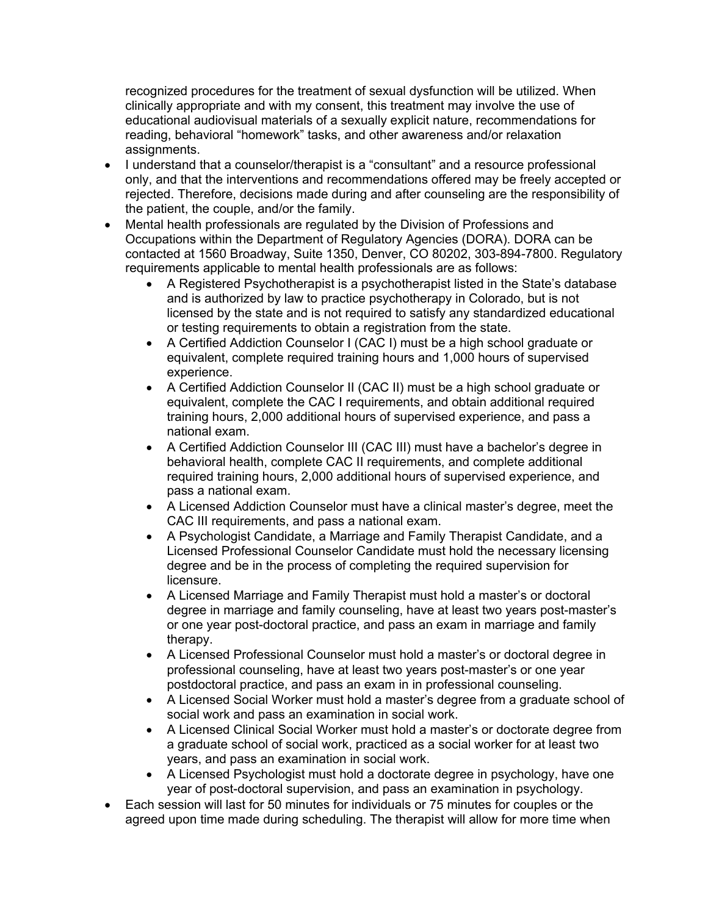recognized procedures for the treatment of sexual dysfunction will be utilized. When clinically appropriate and with my consent, this treatment may involve the use of educational audiovisual materials of a sexually explicit nature, recommendations for reading, behavioral "homework" tasks, and other awareness and/or relaxation assignments.

- I understand that a counselor/therapist is a "consultant" and a resource professional only, and that the interventions and recommendations offered may be freely accepted or rejected. Therefore, decisions made during and after counseling are the responsibility of the patient, the couple, and/or the family.
- Mental health professionals are regulated by the Division of Professions and Occupations within the Department of Regulatory Agencies (DORA). DORA can be contacted at 1560 Broadway, Suite 1350, Denver, CO 80202, 303-894-7800. Regulatory requirements applicable to mental health professionals are as follows:
    - A Registered Psychotherapist is a psychotherapist listed in the State's database and is authorized by law to practice psychotherapy in Colorado, but is not licensed by the state and is not required to satisfy any standardized educational or testing requirements to obtain a registration from the state.
    - A Certified Addiction Counselor I (CAC I) must be a high school graduate or equivalent, complete required training hours and 1,000 hours of supervised experience.
    - A Certified Addiction Counselor II (CAC II) must be a high school graduate or equivalent, complete the CAC I requirements, and obtain additional required training hours, 2,000 additional hours of supervised experience, and pass a national exam.
    - A Certified Addiction Counselor III (CAC III) must have a bachelor's degree in behavioral health, complete CAC II requirements, and complete additional required training hours, 2,000 additional hours of supervised experience, and pass a national exam.
    - A Licensed Addiction Counselor must have a clinical master's degree, meet the CAC III requirements, and pass a national exam.
    - A Psychologist Candidate, a Marriage and Family Therapist Candidate, and a Licensed Professional Counselor Candidate must hold the necessary licensing degree and be in the process of completing the required supervision for licensure.
    - A Licensed Marriage and Family Therapist must hold a master's or doctoral degree in marriage and family counseling, have at least two years post-master's or one year post-doctoral practice, and pass an exam in marriage and family therapy.
    - A Licensed Professional Counselor must hold a master's or doctoral degree in professional counseling, have at least two years post-master's or one year postdoctoral practice, and pass an exam in in professional counseling.
    - A Licensed Social Worker must hold a master's degree from a graduate school of social work and pass an examination in social work.
    - A Licensed Clinical Social Worker must hold a master's or doctorate degree from a graduate school of social work, practiced as a social worker for at least two years, and pass an examination in social work.
    - A Licensed Psychologist must hold a doctorate degree in psychology, have one year of post-doctoral supervision, and pass an examination in psychology.
- Each session will last for 50 minutes for individuals or 75 minutes for couples or the agreed upon time made during scheduling. The therapist will allow for more time when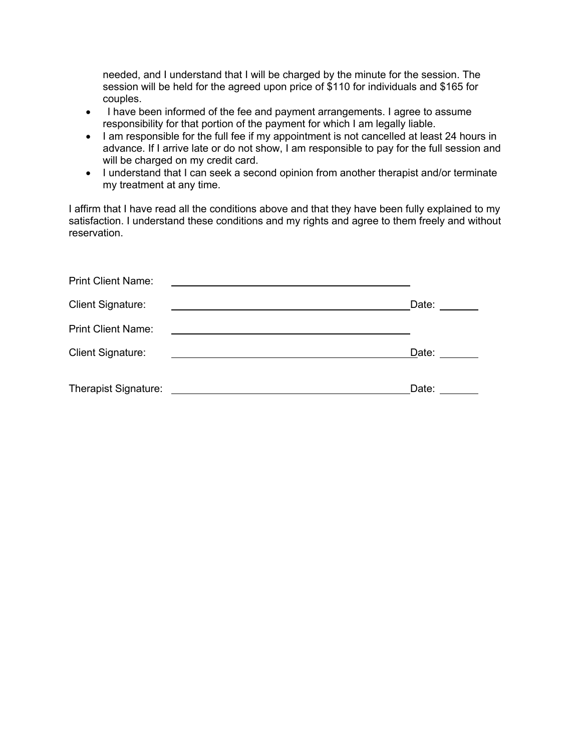needed, and I understand that I will be charged by the minute for the session. The session will be held for the agreed upon price of $110 for individuals and $165 for couples.

- I have been informed of the fee and payment arrangements. I agree to assume responsibility for that portion of the payment for which I am legally liable.
- I am responsible for the full fee if my appointment is not cancelled at least 24 hours in advance. If I arrive late or do not show, I am responsible to pay for the full session and will be charged on my credit card.
- I understand that I can seek a second opinion from another therapist and/or terminate my treatment at any time.

I affirm that I have read all the conditions above and that they have been fully explained to my satisfaction. I understand these conditions and my rights and agree to them freely and without reservation.

Print Client Name: ______________________________________________

Client Signature: ______________________________________________ Date: ________

Print Client Name: ______________________________________________

Client Signature: ______________________________________________ Date: ________

Therapist Signature: ______________________________________________ Date: ________